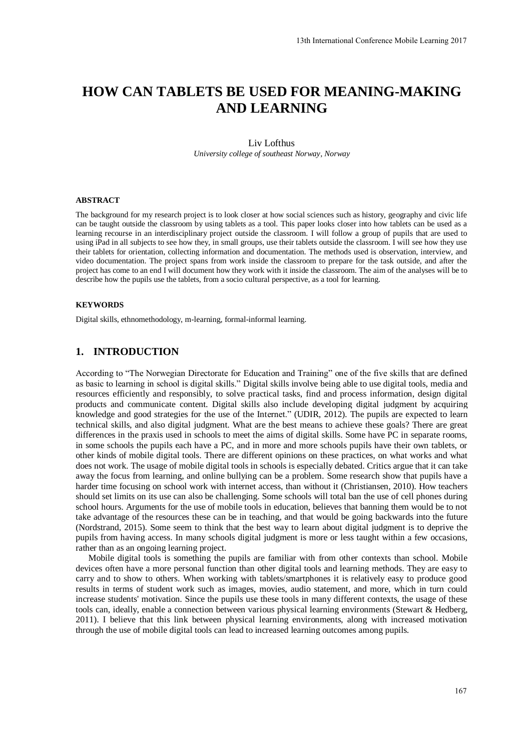# HOW CAN TABLETS BE USED FOR MEANING-MAKING AND LEARNING

Liv Lofthus

*University college of southeast Norway, Norway*

#### ABSTRACT

The background for my research project is to look closer at how social sciences such as history, geography and civic life can be taught outside the classroom by using tablets as a tool. This paper looks closer into how tablets can be used as a learning recourse in an interdisciplinary project outside the classroom. I will follow a group of pupils that are used to using iPad in all subjects to see how they, in small groups, use their tablets outside the classroom. I will see how they use their tablets for orientation, collecting information and documentation. The methods used is observation, interview, and video documentation. The project spans from work inside the classroom to prepare for the task outside, and after the project has come to an end I will document how they work with it inside the classroom. The aim of the analyses will be to describe how the pupils use the tablets, from a socio cultural perspective, as a tool for learning.

#### KEYWORDS

Digital skills, ethnomethodology, m-learning, formal-informal learning.

## 1. INTRODUCTION

According to "The Norwegian Directorate for Education and Training" one of the five skills that are defined as basic to learning in school is digital skills." Digital skills involve being able to use digital tools, media and resources efficiently and responsibly, to solve practical tasks, find and process information, design digital products and communicate content. Digital skills also include developing digital judgment by acquiring knowledge and good strategies for the use of the Internet." (UDIR, 2012). The pupils are expected to learn technical skills, and also digital judgment. What are the best means to achieve these goals? There are great differences in the praxis used in schools to meet the aims of digital skills. Some have PC in separate rooms, in some schools the pupils each have a PC, and in more and more schools pupils have their own tablets, or other kinds of mobile digital tools. There are different opinions on these practices, on what works and what does not work. The usage of mobile digital tools in schools is especially debated. Critics argue that it can take away the focus from learning, and online bullying can be a problem. Some research show that pupils have a harder time focusing on school work with internet access, than without it (Christiansen, 2010). How teachers should set limits on its use can also be challenging. Some schools will total ban the use of cell phones during school hours. Arguments for the use of mobile tools in education, believes that banning them would be to not take advantage of the resources these can be in teaching, and that would be going backwards into the future (Nordstrand, 2015). Some seem to think that the best way to learn about digital judgment is to deprive the pupils from having access. In many schools digital judgment is more or less taught within a few occasions, rather than as an ongoing learning project.

Mobile digital tools is something the pupils are familiar with from other contexts than school. Mobile devices often have a more personal function than other digital tools and learning methods. They are easy to carry and to show to others. When working with tablets/smartphones it is relatively easy to produce good results in terms of student work such as images, movies, audio statement, and more, which in turn could increase students' motivation. Since the pupils use these tools in many different contexts, the usage of these tools can, ideally, enable a connection between various physical learning environments (Stewart & Hedberg, 2011). I believe that this link between physical learning environments, along with increased motivation through the use of mobile digital tools can lead to increased learning outcomes among pupils.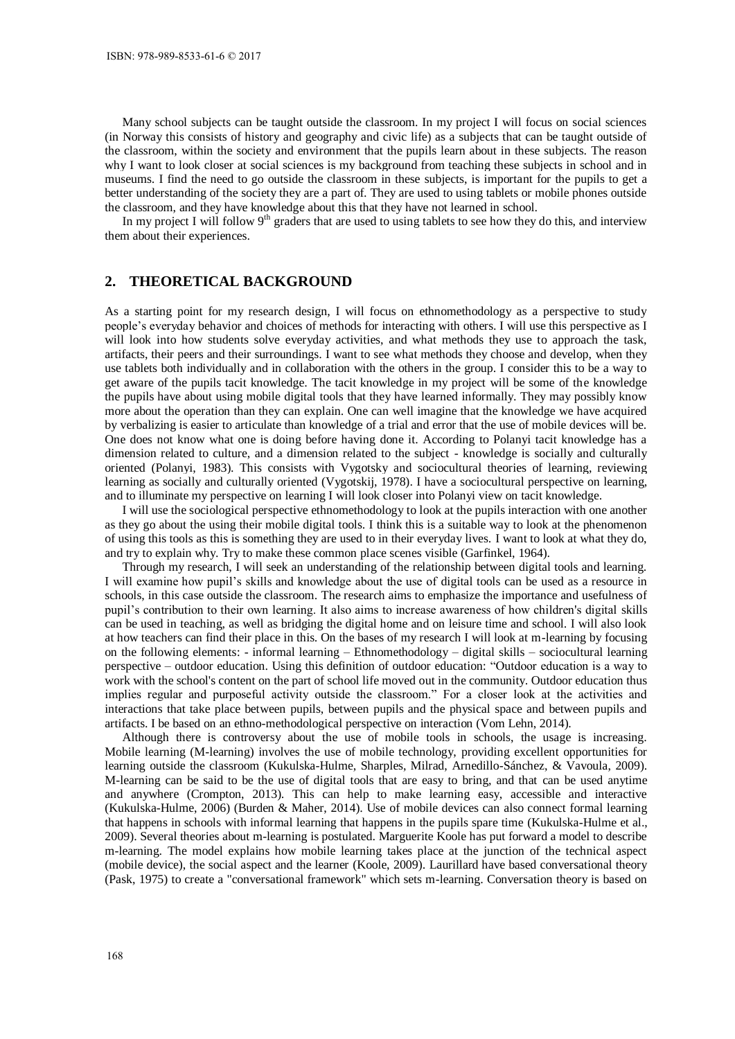Many school subjects can be taught outside the classroom. In my project I will focus on social sciences (in Norway this consists of history and geography and civic life) as a subjects that can be taught outside of the classroom, within the society and environment that the pupils learn about in these subjects. The reason why I want to look closer at social sciences is my background from teaching these subjects in school and in museums. I find the need to go outside the classroom in these subjects, is important for the pupils to get a better understanding of the society they are a part of. They are used to using tablets or mobile phones outside the classroom, and they have knowledge about this that they have not learned in school.

In my project I will follow 9th graders that are used to using tablets to see how they do this, and interview them about their experiences.

## 2. THEORETICAL BACKGROUND

As a starting point for my research design, I will focus on ethnomethodology as a perspective to study people's everyday behavior and choices of methods for interacting with others. I will use this perspective as I will look into how students solve everyday activities, and what methods they use to approach the task, artifacts, their peers and their surroundings. I want to see what methods they choose and develop, when they use tablets both individually and in collaboration with the others in the group. I consider this to be a way to get aware of the pupils tacit knowledge. The tacit knowledge in my project will be some of the knowledge the pupils have about using mobile digital tools that they have learned informally. They may possibly know more about the operation than they can explain. One can well imagine that the knowledge we have acquired by verbalizing is easier to articulate than knowledge of a trial and error that the use of mobile devices will be. One does not know what one is doing before having done it. According to Polanyi tacit knowledge has a dimension related to culture, and a dimension related to the subject - knowledge is socially and culturally oriented (Polanyi, 1983). This consists with Vygotsky and sociocultural theories of learning, reviewing learning as socially and culturally oriented (Vygotskij, 1978). I have a sociocultural perspective on learning, and to illuminate my perspective on learning I will look closer into Polanyi view on tacit knowledge.

I will use the sociological perspective ethnomethodology to look at the pupils interaction with one another as they go about the using their mobile digital tools. I think this is a suitable way to look at the phenomenon of using this tools as this is something they are used to in their everyday lives. I want to look at what they do, and try to explain why. Try to make these common place scenes visible (Garfinkel, 1964).

Through my research, I will seek an understanding of the relationship between digital tools and learning. I will examine how pupil's skills and knowledge about the use of digital tools can be used as a resource in schools, in this case outside the classroom. The research aims to emphasize the importance and usefulness of pupil's contribution to their own learning. It also aims to increase awareness of how children's digital skills can be used in teaching, as well as bridging the digital home and on leisure time and school. I will also look at how teachers can find their place in this. On the bases of my research I will look at m-learning by focusing on the following elements: - informal learning – Ethnomethodology – digital skills – sociocultural learning perspective – outdoor education. Using this definition of outdoor education: "Outdoor education is a way to work with the school's content on the part of school life moved out in the community. Outdoor education thus implies regular and purposeful activity outside the classroom." For a closer look at the activities and interactions that take place between pupils, between pupils and the physical space and between pupils and artifacts. I be based on an ethno-methodological perspective on interaction (Vom Lehn, 2014).

Although there is controversy about the use of mobile tools in schools, the usage is increasing. Mobile learning (M-learning) involves the use of mobile technology, providing excellent opportunities for learning outside the classroom (Kukulska-Hulme, Sharples, Milrad, Arnedillo-Sánchez, & Vavoula, 2009). M-learning can be said to be the use of digital tools that are easy to bring, and that can be used anytime and anywhere (Crompton, 2013). This can help to make learning easy, accessible and interactive (Kukulska-Hulme, 2006) (Burden & Maher, 2014). Use of mobile devices can also connect formal learning that happens in schools with informal learning that happens in the pupils spare time (Kukulska-Hulme et al., 2009). Several theories about m-learning is postulated. Marguerite Koole has put forward a model to describe m-learning. The model explains how mobile learning takes place at the junction of the technical aspect (mobile device), the social aspect and the learner (Koole, 2009). Laurillard have based conversational theory (Pask, 1975) to create a "conversational framework" which sets m-learning. Conversation theory is based on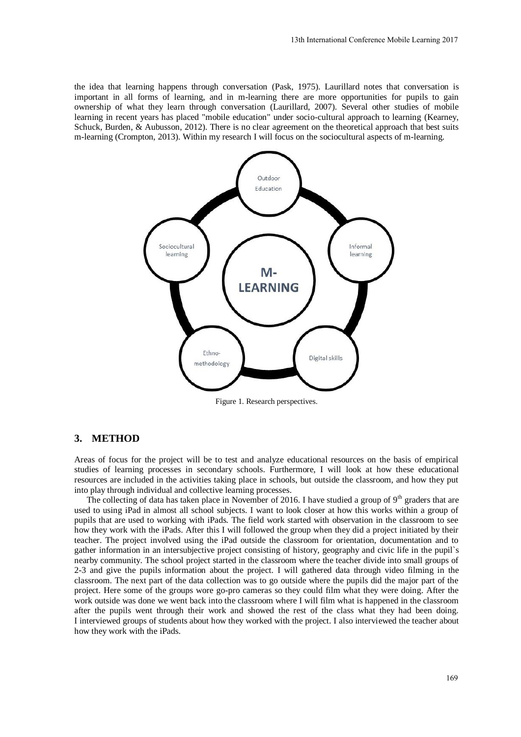the idea that learning happens through conversation (Pask, 1975). Laurillard notes that conversation is important in all forms of learning, and in m-learning there are more opportunities for pupils to gain ownership of what they learn through conversation (Laurillard, 2007). Several other studies of mobile learning in recent years has placed "mobile education" under socio-cultural approach to learning (Kearney, Schuck, Burden, & Aubusson, 2012). There is no clear agreement on the theoretical approach that best suits m-learning (Crompton, 2013). Within my research I will focus on the sociocultural aspects of m-learning.

Figure 1. Research perspectives.

## 3. METHOD

Areas of focus for the project will be to test and analyze educational resources on the basis of empirical studies of learning processes in secondary schools. Furthermore, I will look at how these educational resources are included in the activities taking place in schools, but outside the classroom, and how they put into play through individual and collective learning processes.

The collecting of data has taken place in November of 2016. I have studied a group of 9th graders that are used to using iPad in almost all school subjects. I want to look closer at how this works within a group of pupils that are used to working with iPads. The field work started with observation in the classroom to see how they work with the iPads. After this I will followed the group when they did a project initiated by their teacher. The project involved using the iPad outside the classroom for orientation, documentation and to gather information in an intersubjective project consisting of history, geography and civic life in the pupil`s nearby community. The school project started in the classroom where the teacher divide into small groups of 2-3 and give the pupils information about the project. I will gathered data through video filming in the classroom. The next part of the data collection was to go outside where the pupils did the major part of the project. Here some of the groups wore go-pro cameras so they could film what they were doing. After the work outside was done we went back into the classroom where I will film what is happened in the classroom after the pupils went through their work and showed the rest of the class what they had been doing. I interviewed groups of students about how they worked with the project. I also interviewed the teacher about how they work with the iPads.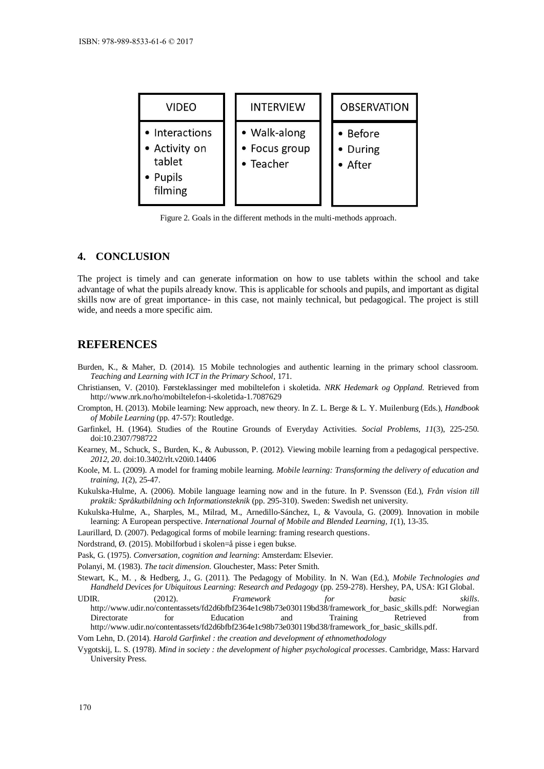VIDEO

- Interactions
- Activity on tablet
- Pupils filming

INTERVIEW

- Walk-along
- Focus group
- Teacher

OBSERVATION

- Before
- During
- After

Figure 2. Goals in the different methods in the multi-methods approach.

## 4. CONCLUSION

The project is timely and can generate information on how to use tablets within the school and take advantage of what the pupils already know. This is applicable for schools and pupils, and important as digital skills now are of great importance- in this case, not mainly technical, but pedagogical. The project is still wide, and needs a more specific aim.

## REFERENCES

Burden, K., & Maher, D. (2014). 15 Mobile technologies and authentic learning in the primary school classroom. *Teaching and Learning with ICT in the Primary School*, 171.

Christiansen, V. (2010). Førsteklassinger med mobiltelefon i skoletida. *NRK Hedemark og Oppland*. Retrieved from http://www.nrk.no/ho/mobiltelefon-i-skoletida-1.7087629

Crompton, H. (2013). Mobile learning: New approach, new theory. In Z. L. Berge & L. Y. Muilenburg (Eds.), *Handbook of Mobile Learning* (pp. 47-57): Routledge.

Garfinkel, H. (1964). Studies of the Routine Grounds of Everyday Activities. *Social Problems, 11*(3), 225-250. doi:10.2307/798722

Kearney, M., Schuck, S., Burden, K., & Aubusson, P. (2012). Viewing mobile learning from a pedagogical perspective. *2012, 20*. doi:10.3402/rlt.v20i0.14406

Koole, M. L. (2009). A model for framing mobile learning. *Mobile learning: Transforming the delivery of education and training, 1*(2), 25-47.

Kukulska-Hulme, A. (2006). Mobile language learning now and in the future. In P. Svensson (Ed.), *Från vision till praktik: Språkutbildning och Informationsteknik* (pp. 295-310). Sweden: Swedish net university.

Kukulska-Hulme, A., Sharples, M., Milrad, M., Arnedillo-Sánchez, I., & Vavoula, G. (2009). Innovation in mobile learning: A European perspective. *International Journal of Mobile and Blended Learning, 1*(1), 13-35.

Laurillard, D. (2007). Pedagogical forms of mobile learning: framing research questions.

Nordstrand, Ø. (2015). Mobilforbud i skolen=å pisse i egen bukse.

Pask, G. (1975). *Conversation, cognition and learning*: Amsterdam: Elsevier.

Polanyi, M. (1983). *The tacit dimension*. Glouchester, Mass: Peter Smith.

Stewart, K., M. , & Hedberg, J., G. (2011). The Pedagogy of Mobility. In N. Wan (Ed.), *Mobile Technologies and Handheld Devices for Ubiquitous Learning: Research and Pedagogy* (pp. 259-278). Hershey, PA, USA: IGI Global.

UDIR. (2012). *Framework for basic skills*. http://www.udir.no/contentassets/fd2d6bfbf2364e1c98b73e030119bd38/framework_for_basic_skills.pdf: Norwegian Directorate for Education and Training Retrieved from http://www.udir.no/contentassets/fd2d6bfbf2364e1c98b73e030119bd38/framework_for_basic_skills.pdf.

Vom Lehn, D. (2014). *Harold Garfinkel : the creation and development of ethnomethodology*

Vygotskij, L. S. (1978). *Mind in society : the development of higher psychological processes*. Cambridge, Mass: Harvard University Press.